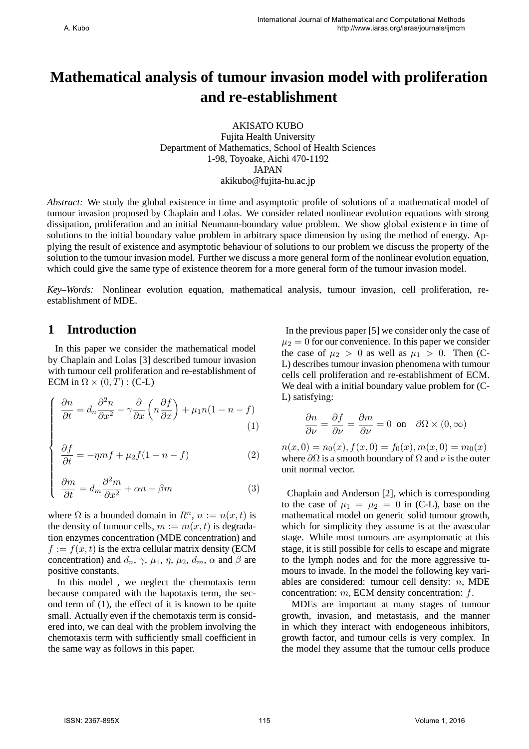# Mathematical analysis of tumour invasion model with proliferation and re-establishment

AKISATO KUBO
Fujita Health University
Department of Mathematics, School of Health Sciences
1-98, Toyoake, Aichi 470-1192
JAPAN
akikubo@fujita-hu.ac.jp

*Abstract:* We study the global existence in time and asymptotic profile of solutions of a mathematical model of tumour invasion proposed by Chaplain and Lolas. We consider related nonlinear evolution equations with strong dissipation, proliferation and an initial Neumann-boundary value problem. We show global existence in time of solutions to the initial boundary value problem in arbitrary space dimension by using the method of energy. Applying the result of existence and asymptotic behaviour of solutions to our problem we discuss the property of the solution to the tumour invasion model. Further we discuss a more general form of the nonlinear evolution equation, which could give the same type of existence theorem for a more general form of the tumour invasion model.

*Key–Words:* Nonlinear evolution equation, mathematical analysis, tumour invasion, cell proliferation, re-establishment of MDE.

## 1 Introduction

In this paper we consider the mathematical model by Chaplain and Lolas [3] described tumour invasion with tumour cell proliferation and re-establishment of ECM in $\Omega \times (0,T)$ : (C-L)

$$
\begin{cases}
\dfrac{\partial n}{\partial t} = d_n \dfrac{\partial^2 n}{\partial x^2} - \gamma \dfrac{\partial}{\partial x}\left(n \dfrac{\partial f}{\partial x}\right) + \mu_1 n(1-n-f) & (1) \\[2ex]
\dfrac{\partial f}{\partial t} = -\eta m f + \mu_2 f(1-n-f) & (2) \\[2ex]
\dfrac{\partial m}{\partial t} = d_m \dfrac{\partial^2 m}{\partial x^2} + \alpha n - \beta m & (3)
\end{cases}
$$

where $\Omega$ is a bounded domain in $R^n$, $n := n(x,t)$ is the density of tumour cells, $m := m(x,t)$ is degradation enzymes concentration (MDE concentration) and $f := f(x,t)$ is the extra cellular matrix density (ECM concentration) and $d_n$, $\gamma$, $\mu_1$, $\eta$, $\mu_2$, $d_m$, $\alpha$ and $\beta$ are positive constants.

In this model , we neglect the chemotaxis term because compared with the hapotaxis term, the second term of (1), the effect of it is known to be quite small. Actually even if the chemotaxis term is considered into, we can deal with the problem involving the chemotaxis term with sufficiently small coefficient in the same way as follows in this paper.

In the previous paper [5] we consider only the case of $\mu_2 = 0$ for our convenience. In this paper we consider the case of $\mu_2 > 0$ as well as $\mu_1 > 0$. Then (C-L) describes tumour invasion phenomena with tumour cells cell proliferation and re-establishment of ECM. We deal with a initial boundary value problem for (C-L) satisfying:

$$
\frac{\partial n}{\partial \nu} = \frac{\partial f}{\partial \nu} = \frac{\partial m}{\partial \nu} = 0 \quad \text{on} \quad \partial\Omega \times (0,\infty)
$$

$n(x,0) = n_0(x), f(x,0) = f_0(x), m(x,0) = m_0(x)$ where $\partial\Omega$ is a smooth boundary of $\Omega$ and $\nu$ is the outer unit normal vector.

Chaplain and Anderson [2], which is corresponding to the case of $\mu_1 = \mu_2 = 0$ in (C-L), base on the mathematical model on generic solid tumour growth, which for simplicity they assume is at the avascular stage. While most tumours are asymptomatic at this stage, it is still possible for cells to escape and migrate to the lymph nodes and for the more aggressive tumours to invade. In the model the following key variables are considered: tumour cell density: $n$, MDE concentration: $m$, ECM density concentration: $f$.

MDEs are important at many stages of tumour growth, invasion, and metastasis, and the manner in which they interact with endogeneous inhibitors, growth factor, and tumour cells is very complex. In the model they assume that the tumour cells produce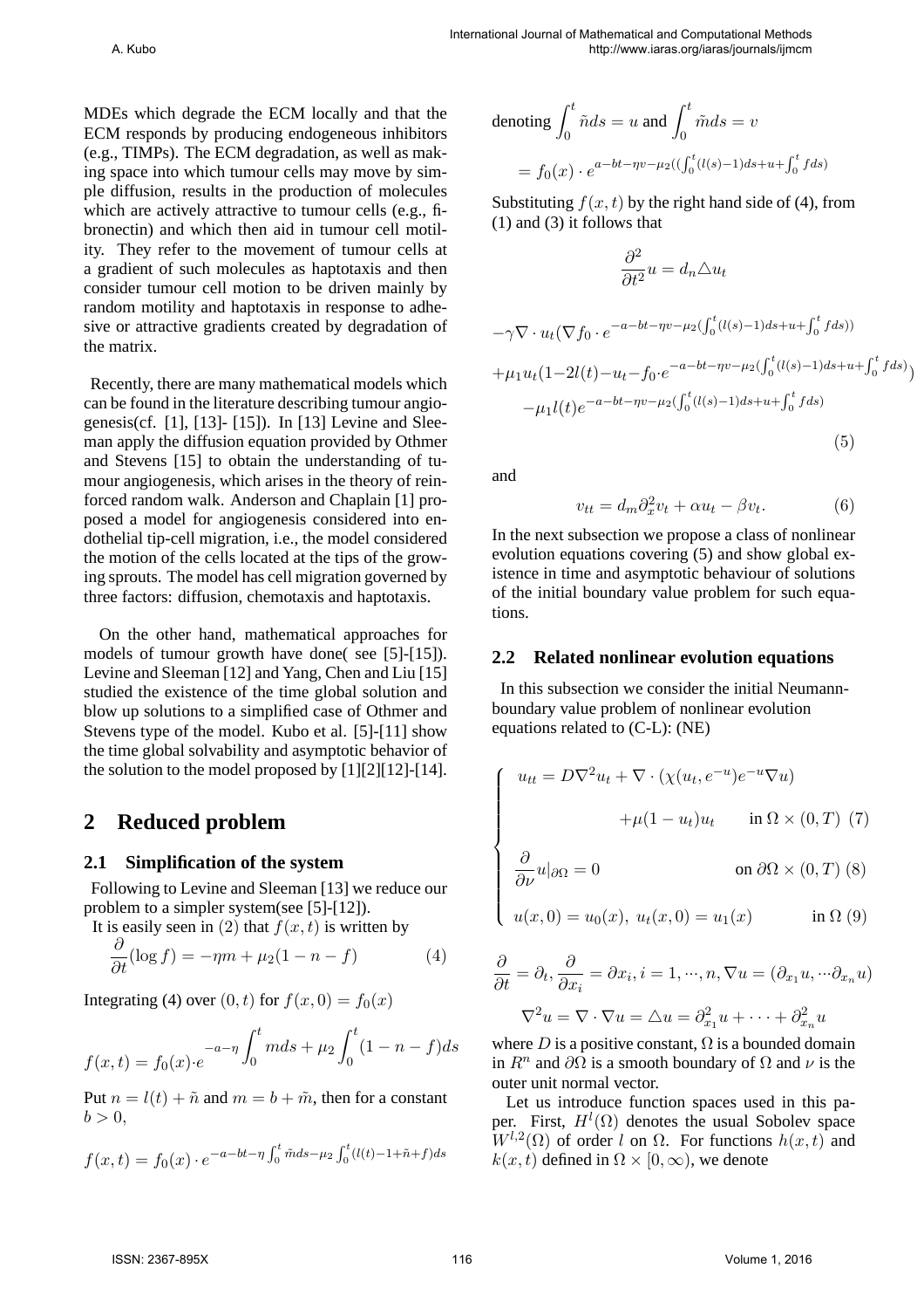MDEs which degrade the ECM locally and that the ECM responds by producing endogeneous inhibitors (e.g., TIMPs). The ECM degradation, as well as making space into which tumour cells may move by simple diffusion, results in the production of molecules which are actively attractive to tumour cells (e.g., fibronectin) and which then aid in tumour cell motility. They refer to the movement of tumour cells at a gradient of such molecules as haptotaxis and then consider tumour cell motion to be driven mainly by random motility and haptotaxis in response to adhesive or attractive gradients created by degradation of the matrix.

Recently, there are many mathematical models which can be found in the literature describing tumour angiogenesis(cf. [1], [13]- [15]). In [13] Levine and Sleeman apply the diffusion equation provided by Othmer and Stevens [15] to obtain the understanding of tumour angiogenesis, which arises in the theory of reinforced random walk. Anderson and Chaplain [1] proposed a model for angiogenesis considered into endothelial tip-cell migration, i.e., the model considered the motion of the cells located at the tips of the growing sprouts. The model has cell migration governed by three factors: diffusion, chemotaxis and haptotaxis.

On the other hand, mathematical approaches for models of tumour growth have done( see [5]-[15]). Levine and Sleeman [12] and Yang, Chen and Liu [15] studied the existence of the time global solution and blow up solutions to a simplified case of Othmer and Stevens type of the model. Kubo et al. [5]-[11] show the time global solvability and asymptotic behavior of the solution to the model proposed by [1][2][12]-[14].

# 2 Reduced problem

## 2.1 Simplification of the system

Following to Levine and Sleeman [13] we reduce our problem to a simpler system(see [5]-[12]).

It is easily seen in $(2)$ that $f(x,t)$ is written by

$$\frac{\partial}{\partial t}(\log f) = -\eta m + \mu_2(1 - n - f) \qquad (4)$$

Integrating (4) over $(0,t)$ for $f(x,0) = f_0(x)$

$$f(x,t) = f_0(x)\cdot e^{-a-\eta\int_0^t m ds + \mu_2\int_0^t (1-n-f)ds}$$

Put $n = l(t) + \tilde{n}$ and $m = b + \tilde{m}$, then for a constant $b > 0$,

$$f(x,t) = f_0(x)\cdot e^{-a-bt-\eta\int_0^t \tilde{m}ds - \mu_2\int_0^t (l(t)-1+\tilde{n}+f)ds}$$

denoting $\int_0^t \tilde{n}ds = u$ and $\int_0^t \tilde{m}ds = v$

$$= f_0(x)\cdot e^{a-bt-\eta v-\mu_2((\int_0^t (l(s)-1)ds+u+\int_0^t fds)}$$

Substituting $f(x,t)$ by the right hand side of (4), from (1) and (3) it follows that

$$\frac{\partial^2}{\partial t^2}u = d_n \triangle u_t$$

$$-\gamma\nabla\cdot u_t(\nabla f_0\cdot e^{-a-bt-\eta v-\mu_2(\int_0^t (l(s)-1)ds+u+\int_0^t fds)})$$

$$+\mu_1 u_t(1-2l(t)-u_t-f_0\cdot e^{-a-bt-\eta v-\mu_2(\int_0^t (l(s)-1)ds+u+\int_0^t fds)})$$

$$-\mu_1 l(t)e^{-a-bt-\eta v-\mu_2(\int_0^t (l(s)-1)ds+u+\int_0^t fds)} \qquad (5)$$

and

$$v_{tt} = d_m\partial_x^2 v_t + \alpha u_t - \beta v_t. \qquad (6)$$

In the next subsection we propose a class of nonlinear evolution equations covering (5) and show global existence in time and asymptotic behaviour of solutions of the initial boundary value problem for such equations.

## 2.2 Related nonlinear evolution equations

In this subsection we consider the initial Neumann-boundary value problem of nonlinear evolution equations related to (C-L): (NE)

$$\begin{cases} u_{tt} = D\nabla^2 u_t + \nabla\cdot(\chi(u_t, e^{-u})e^{-u}\nabla u) \\ \qquad\qquad +\mu(1-u_t)u_t \qquad \text{in } \Omega\times(0,T) \quad (7) \\ \dfrac{\partial}{\partial\nu}u|_{\partial\Omega} = 0 \qquad\qquad \text{on } \partial\Omega\times(0,T) \quad (8) \\ u(x,0) = u_0(x),\ u_t(x,0) = u_1(x) \qquad \text{in } \Omega \quad (9) \end{cases}$$

$$\frac{\partial}{\partial t} = \partial_t, \frac{\partial}{\partial x_i} = \partial x_i, i = 1,\cdots,n, \nabla u = (\partial_{x_1}u, \cdots\partial_{x_n}u)$$

$$\nabla^2 u = \nabla\cdot\nabla u = \triangle u = \partial_{x_1}^2 u + \cdots + \partial_{x_n}^2 u$$

where $D$ is a positive constant, $\Omega$ is a bounded domain in $R^n$ and $\partial\Omega$ is a smooth boundary of $\Omega$ and $\nu$ is the outer unit normal vector.

Let us introduce function spaces used in this paper. First, $H^l(\Omega)$ denotes the usual Sobolev space $W^{l,2}(\Omega)$ of order $l$ on $\Omega$. For functions $h(x,t)$ and $k(x,t)$ defined in $\Omega\times[0,\infty)$, we denote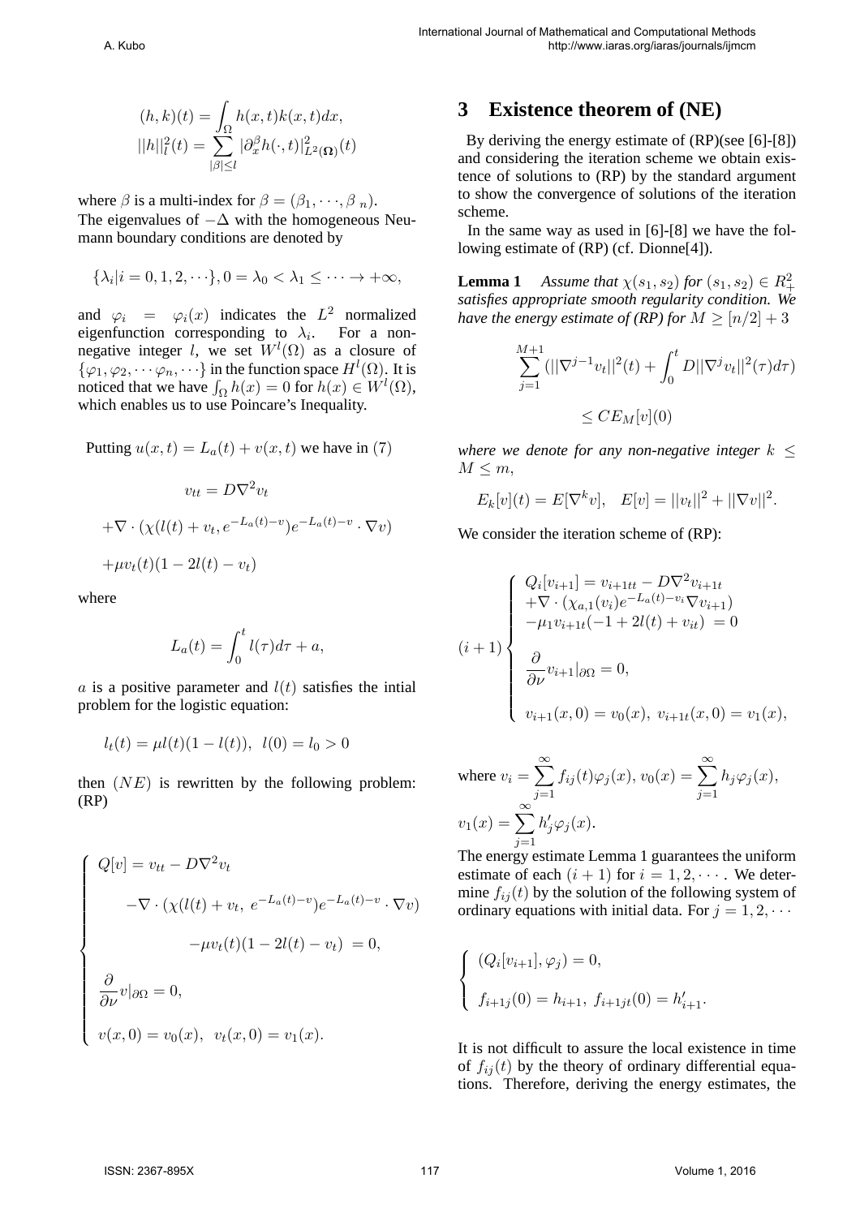$$(h,k)(t) = \int_\Omega h(x,t)k(x,t)dx,$$
$$||h||_l^2(t) = \sum_{|\beta|\le l} |\partial_x^\beta h(\cdot,t)|_{L^2(\Omega)}^2(t)$$

where $\beta$ is a multi-index for $\beta = (\beta_1, \cdots, \beta_n)$.
The eigenvalues of $-\Delta$ with the homogeneous Neumann boundary conditions are denoted by

$$\{\lambda_i | i = 0,1,2,\cdots\}, 0 = \lambda_0 < \lambda_1 \le \cdots \to +\infty,$$

and $\varphi_i = \varphi_i(x)$ indicates the $L^2$ normalized eigenfunction corresponding to $\lambda_i$. For a non-negative integer $l$, we set $W^l(\Omega)$ as a closure of $\{\varphi_1, \varphi_2, \cdots \varphi_n, \cdots\}$ in the function space $H^l(\Omega)$. It is noticed that we have $\int_\Omega h(x) = 0$ for $h(x) \in W^l(\Omega)$, which enables us to use Poincare's Inequality.

Putting $u(x,t) = L_a(t) + v(x,t)$ we have in (7)

$$v_{tt} = D\nabla^2 v_t$$
$$+\nabla \cdot (\chi(l(t) + v_t, e^{-L_a(t)-v}) e^{-L_a(t)-v} \cdot \nabla v)$$
$$+\mu v_t(t)(1 - 2l(t) - v_t)$$

where

$$L_a(t) = \int_0^t l(\tau)d\tau + a,$$

$a$ is a positive parameter and $l(t)$ satisfies the intial problem for the logistic equation:

$$l_t(t) = \mu l(t)(1 - l(t)), \;\; l(0) = l_0 > 0$$

then $(NE)$ is rewritten by the following problem: (RP)

$$\begin{cases} Q[v] = v_{tt} - D\nabla^2 v_t \\ \quad -\nabla \cdot (\chi(l(t) + v_t, \; e^{-L_a(t)-v}) e^{-L_a(t)-v} \cdot \nabla v) \\ \quad\quad -\mu v_t(t)(1 - 2l(t) - v_t) \; = 0, \\ \dfrac{\partial}{\partial \nu} v|_{\partial\Omega} = 0, \\ v(x,0) = v_0(x), \;\; v_t(x,0) = v_1(x). \end{cases}$$

## 3 Existence theorem of (NE)

By deriving the energy estimate of (RP)(see [6]-[8]) and considering the iteration scheme we obtain existence of solutions to (RP) by the standard argument to show the convergence of solutions of the iteration scheme.

In the same way as used in [6]-[8] we have the following estimate of (RP) (cf. Dionne[4]).

**Lemma 1** *Assume that $\chi(s_1, s_2)$ for $(s_1, s_2) \in R_+^2$ satisfies appropriate smooth regularity condition. We have the energy estimate of (RP) for $M \ge [n/2] + 3$*

$$\sum_{j=1}^{M+1} (||\nabla^{j-1} v_t||^2(t) + \int_0^t D||\nabla^j v_t||^2(\tau)d\tau)$$
$$\le CE_M[v](0)$$

*where we denote for any non-negative integer $k \le M \le m$,*

$$E_k[v](t) = E[\nabla^k v], \quad E[v] = ||v_t||^2 + ||\nabla v||^2.$$

We consider the iteration scheme of (RP):

$$(i+1) \begin{cases} Q_i[v_{i+1}] = v_{i+1tt} - D\nabla^2 v_{i+1t} \\ +\nabla \cdot (\chi_{a,1}(v_i) e^{-L_a(t)-v_i} \nabla v_{i+1}) \\ -\mu_1 v_{i+1t}(-1 + 2l(t) + v_{it}) \; = 0 \\ \dfrac{\partial}{\partial \nu} v_{i+1}|_{\partial\Omega} = 0, \\ v_{i+1}(x,0) = v_0(x), \; v_{i+1t}(x,0) = v_1(x), \end{cases}$$

where $v_i = \sum_{j=1}^{\infty} f_{ij}(t)\varphi_j(x)$, $v_0(x) = \sum_{j=1}^{\infty} h_j \varphi_j(x)$, $v_1(x) = \sum_{j=1}^{\infty} h'_j \varphi_j(x)$.
The energy estimate Lemma 1 guarantees the uniform estimate of each $(i+1)$ for $i = 1, 2, \cdots$. We determine $f_{ij}(t)$ by the solution of the following system of ordinary equations with initial data. For $j = 1, 2, \cdots$

$$\begin{cases} (Q_i[v_{i+1}], \varphi_j) = 0, \\ f_{i+1j}(0) = h_{i+1}, \; f_{i+1jt}(0) = h'_{i+1}. \end{cases}$$

It is not difficult to assure the local existence in time of $f_{ij}(t)$ by the theory of ordinary differential equations. Therefore, deriving the energy estimates, the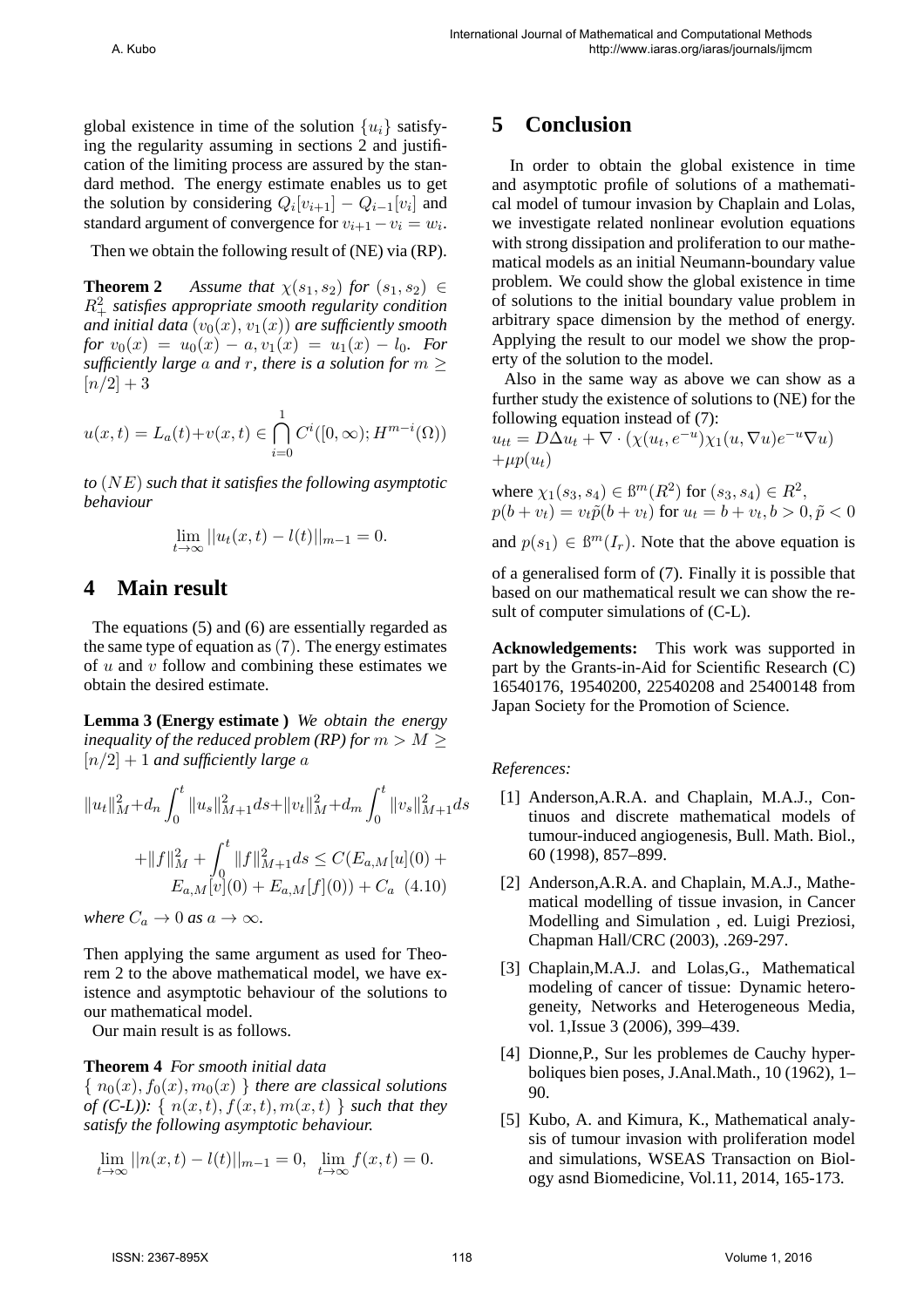global existence in time of the solution $\{u_i\}$ satisfying the regularity assuming in sections 2 and justification of the limiting process are assured by the standard method. The energy estimate enables us to get the solution by considering $Q_i[v_{i+1}] - Q_{i-1}[v_i]$ and standard argument of convergence for $v_{i+1} - v_i = w_i$.

Then we obtain the following result of (NE) via (RP).

**Theorem 2** *Assume that $\chi(s_1, s_2)$ for $(s_1, s_2) \in R^2_+$ satisfies appropriate smooth regularity condition and initial data $(v_0(x), v_1(x))$ are sufficiently smooth for $v_0(x) = u_0(x) - a, v_1(x) = u_1(x) - l_0$. For sufficiently large $a$ and $r$, there is a solution for $m \geq [n/2] + 3$*

$$u(x,t) = L_a(t) + v(x,t) \in \bigcap_{i=0}^{1} C^i([0,\infty); H^{m-i}(\Omega))$$

*to $(NE)$ such that it satisfies the following asymptotic behaviour*

$$\lim_{t\to\infty} ||u_t(x,t) - l(t)||_{m-1} = 0.$$

# 4 Main result

The equations (5) and (6) are essentially regarded as the same type of equation as $(7)$. The energy estimates of $u$ and $v$ follow and combining these estimates we obtain the desired estimate.

**Lemma 3 (Energy estimate )** *We obtain the energy inequality of the reduced problem (RP) for $m > M \geq [n/2] + 1$ and sufficiently large $a$*

$$\|u_t\|^2_M + d_n \int_0^t \|u_s\|^2_{M+1} ds + \|v_t\|^2_M + d_m \int_0^t \|v_s\|^2_{M+1} ds$$
$$+ \|f\|^2_M + \int_0^t \|f\|^2_{M+1} ds \leq C(E_{a,M}[u](0) + E_{a,M}[v](0) + E_{a,M}[f](0)) + C_a \quad (4.10)$$

*where $C_a \to 0$ as $a \to \infty$.*

Then applying the same argument as used for Theorem 2 to the above mathematical model, we have existence and asymptotic behaviour of the solutions to our mathematical model.

Our main result is as follows.

**Theorem 4** *For smooth initial data $\{ n_0(x), f_0(x), m_0(x) \}$ there are classical solutions of (C-L)): $\{ n(x,t), f(x,t), m(x,t) \}$ such that they satisfy the following asymptotic behaviour.*

$$\lim_{t\to\infty} ||n(x,t) - l(t)||_{m-1} = 0, \ \ \lim_{t\to\infty} f(x,t) = 0.$$

# 5 Conclusion

In order to obtain the global existence in time and asymptotic profile of solutions of a mathematical model of tumour invasion by Chaplain and Lolas, we investigate related nonlinear evolution equations with strong dissipation and proliferation to our mathematical models as an initial Neumann-boundary value problem. We could show the global existence in time of solutions to the initial boundary value problem in arbitrary space dimension by the method of energy. Applying the result to our model we show the property of the solution to the model.

Also in the same way as above we can show as a further study the existence of solutions to (NE) for the following equation instead of (7):

$u_{tt} = D\Delta u_t + \nabla \cdot (\chi(u_t, e^{-u})\chi_1(u, \nabla u)e^{-u}\nabla u)$
$+\mu p(u_t)$

where $\chi_1(s_3, s_4) \in \mathcal{B}^m(R^2)$ for $(s_3, s_4) \in R^2$,
$p(b + v_t) = v_t\tilde{p}(b + v_t)$ for $u_t = b + v_t, b > 0, \tilde{p} < 0$

and $p(s_1) \in \mathcal{B}^m(I_r)$. Note that the above equation is

of a generalised form of (7). Finally it is possible that based on our mathematical result we can show the result of computer simulations of (C-L).

**Acknowledgements:** This work was supported in part by the Grants-in-Aid for Scientific Research (C) 16540176, 19540200, 22540208 and 25400148 from Japan Society for the Promotion of Science.

*References:*

[1] Anderson,A.R.A. and Chaplain, M.A.J., Continuos and discrete mathematical models of tumour-induced angiogenesis, Bull. Math. Biol., 60 (1998), 857–899.

[2] Anderson,A.R.A. and Chaplain, M.A.J., Mathematical modelling of tissue invasion, in Cancer Modelling and Simulation , ed. Luigi Preziosi, Chapman Hall/CRC (2003), .269-297.

[3] Chaplain,M.A.J. and Lolas,G., Mathematical modeling of cancer of tissue: Dynamic heterogeneity, Networks and Heterogeneous Media, vol. 1,Issue 3 (2006), 399–439.

[4] Dionne,P., Sur les problemes de Cauchy hyperboliques bien poses, J.Anal.Math., 10 (1962), 1–90.

[5] Kubo, A. and Kimura, K., Mathematical analysis of tumour invasion with proliferation model and simulations, WSEAS Transaction on Biology asnd Biomedicine, Vol.11, 2014, 165-173.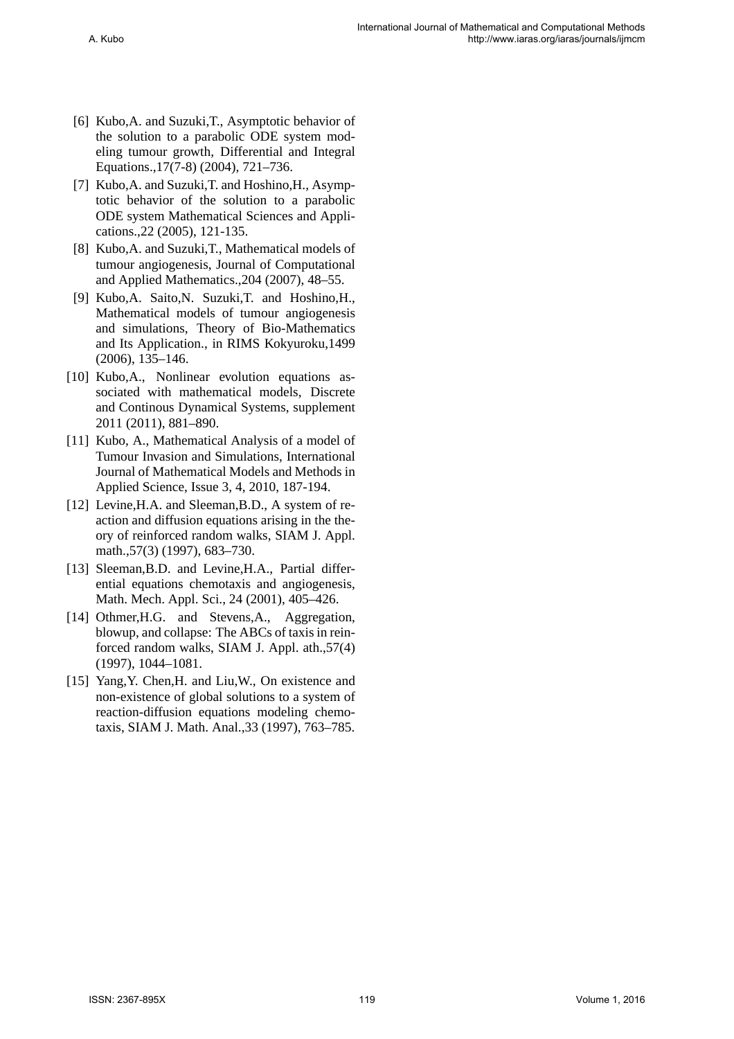[6] Kubo,A. and Suzuki,T., Asymptotic behavior of the solution to a parabolic ODE system modeling tumour growth, Differential and Integral Equations.,17(7-8) (2004), 721–736.

[7] Kubo,A. and Suzuki,T. and Hoshino,H., Asymptotic behavior of the solution to a parabolic ODE system Mathematical Sciences and Applications.,22 (2005), 121-135.

[8] Kubo,A. and Suzuki,T., Mathematical models of tumour angiogenesis, Journal of Computational and Applied Mathematics.,204 (2007), 48–55.

[9] Kubo,A. Saito,N. Suzuki,T. and Hoshino,H., Mathematical models of tumour angiogenesis and simulations, Theory of Bio-Mathematics and Its Application., in RIMS Kokyuroku,1499 (2006), 135–146.

[10] Kubo,A., Nonlinear evolution equations associated with mathematical models, Discrete and Continous Dynamical Systems, supplement 2011 (2011), 881–890.

[11] Kubo, A., Mathematical Analysis of a model of Tumour Invasion and Simulations, International Journal of Mathematical Models and Methods in Applied Science, Issue 3, 4, 2010, 187-194.

[12] Levine,H.A. and Sleeman,B.D., A system of reaction and diffusion equations arising in the theory of reinforced random walks, SIAM J. Appl. math.,57(3) (1997), 683–730.

[13] Sleeman,B.D. and Levine,H.A., Partial differential equations chemotaxis and angiogenesis, Math. Mech. Appl. Sci., 24 (2001), 405–426.

[14] Othmer,H.G. and Stevens,A., Aggregation, blowup, and collapse: The ABCs of taxis in reinforced random walks, SIAM J. Appl. ath.,57(4) (1997), 1044–1081.

[15] Yang,Y. Chen,H. and Liu,W., On existence and non-existence of global solutions to a system of reaction-diffusion equations modeling chemotaxis, SIAM J. Math. Anal.,33 (1997), 763–785.